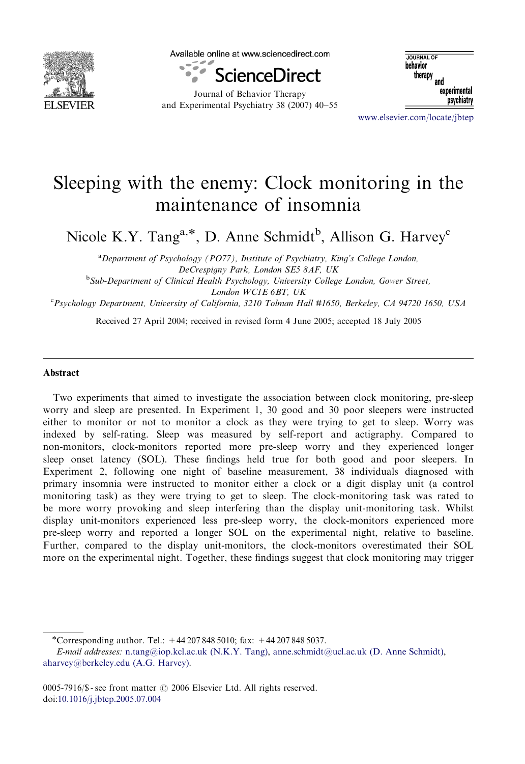# Sleeping with the enemy: Clock monitoring in the maintenance of insomnia

Nicole K.Y. Tang[a,*], D. Anne Schmidt[b], Allison G. Harvey[c]

[a]Department of Psychology (PO77), Institute of Psychiatry, King's College London, DeCrespigny Park, London SE5 8AF, UK

[b]Sub-Department of Clinical Health Psychology, University College London, Gower Street, London WC1E 6BT, UK

[c]Psychology Department, University of California, 3210 Tolman Hall #1650, Berkeley, CA 94720 1650, USA

Received 27 April 2004; received in revised form 4 June 2005; accepted 18 July 2005

## Abstract

Two experiments that aimed to investigate the association between clock monitoring, pre-sleep worry and sleep are presented. In Experiment 1, 30 good and 30 poor sleepers were instructed either to monitor or not to monitor a clock as they were trying to get to sleep. Worry was indexed by self-rating. Sleep was measured by self-report and actigraphy. Compared to non-monitors, clock-monitors reported more pre-sleep worry and they experienced longer sleep onset latency (SOL). These findings held true for both good and poor sleepers. In Experiment 2, following one night of baseline measurement, 38 individuals diagnosed with primary insomnia were instructed to monitor either a clock or a digit display unit (a control monitoring task) as they were trying to get to sleep. The clock-monitoring task was rated to be more worry provoking and sleep interfering than the display unit-monitoring task. Whilst display unit-monitors experienced less pre-sleep worry, the clock-monitors experienced more pre-sleep worry and reported a longer SOL on the experimental night, relative to baseline. Further, compared to the display unit-monitors, the clock-monitors overestimated their SOL more on the experimental night. Together, these findings suggest that clock monitoring may trigger

*Corresponding author. Tel.: +44 207 848 5010; fax: +44 207 848 5037.
*E-mail addresses:* n.tang@iop.kcl.ac.uk (N.K.Y. Tang), anne.schmidt@ucl.ac.uk (D. Anne Schmidt), aharvey@berkeley.edu (A.G. Harvey).

0005-7916/$ - see front matter © 2006 Elsevier Ltd. All rights reserved.
doi:10.1016/j.jbtep.2005.07.004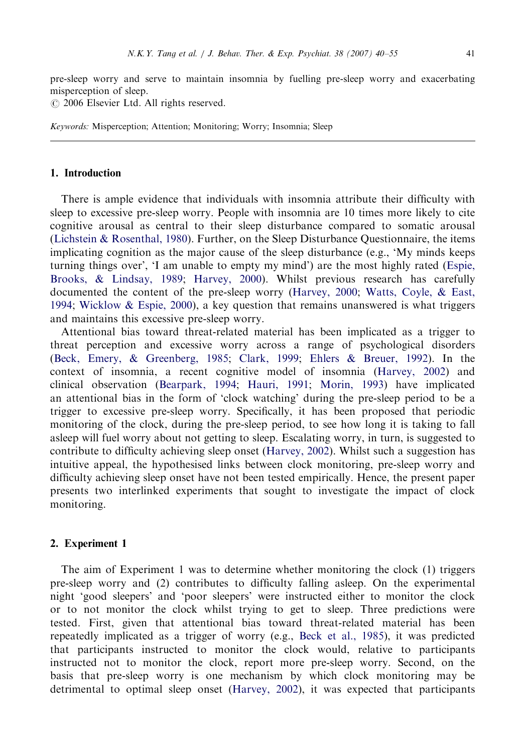pre-sleep worry and serve to maintain insomnia by fuelling pre-sleep worry and exacerbating misperception of sleep.

© 2006 Elsevier Ltd. All rights reserved.

*Keywords:* Misperception; Attention; Monitoring; Worry; Insomnia; Sleep

## 1. Introduction

There is ample evidence that individuals with insomnia attribute their difficulty with sleep to excessive pre-sleep worry. People with insomnia are 10 times more likely to cite cognitive arousal as central to their sleep disturbance compared to somatic arousal (Lichstein & Rosenthal, 1980). Further, on the Sleep Disturbance Questionnaire, the items implicating cognition as the major cause of the sleep disturbance (e.g., 'My minds keeps turning things over', 'I am unable to empty my mind') are the most highly rated (Espie, Brooks, & Lindsay, 1989; Harvey, 2000). Whilst previous research has carefully documented the content of the pre-sleep worry (Harvey, 2000; Watts, Coyle, & East, 1994; Wicklow & Espie, 2000), a key question that remains unanswered is what triggers and maintains this excessive pre-sleep worry.

Attentional bias toward threat-related material has been implicated as a trigger to threat perception and excessive worry across a range of psychological disorders (Beck, Emery, & Greenberg, 1985; Clark, 1999; Ehlers & Breuer, 1992). In the context of insomnia, a recent cognitive model of insomnia (Harvey, 2002) and clinical observation (Bearpark, 1994; Hauri, 1991; Morin, 1993) have implicated an attentional bias in the form of 'clock watching' during the pre-sleep period to be a trigger to excessive pre-sleep worry. Specifically, it has been proposed that periodic monitoring of the clock, during the pre-sleep period, to see how long it is taking to fall asleep will fuel worry about not getting to sleep. Escalating worry, in turn, is suggested to contribute to difficulty achieving sleep onset (Harvey, 2002). Whilst such a suggestion has intuitive appeal, the hypothesised links between clock monitoring, pre-sleep worry and difficulty achieving sleep onset have not been tested empirically. Hence, the present paper presents two interlinked experiments that sought to investigate the impact of clock monitoring.

## 2. Experiment 1

The aim of Experiment 1 was to determine whether monitoring the clock (1) triggers pre-sleep worry and (2) contributes to difficulty falling asleep. On the experimental night 'good sleepers' and 'poor sleepers' were instructed either to monitor the clock or to not monitor the clock whilst trying to get to sleep. Three predictions were tested. First, given that attentional bias toward threat-related material has been repeatedly implicated as a trigger of worry (e.g., Beck et al., 1985), it was predicted that participants instructed to monitor the clock would, relative to participants instructed not to monitor the clock, report more pre-sleep worry. Second, on the basis that pre-sleep worry is one mechanism by which clock monitoring may be detrimental to optimal sleep onset (Harvey, 2002), it was expected that participants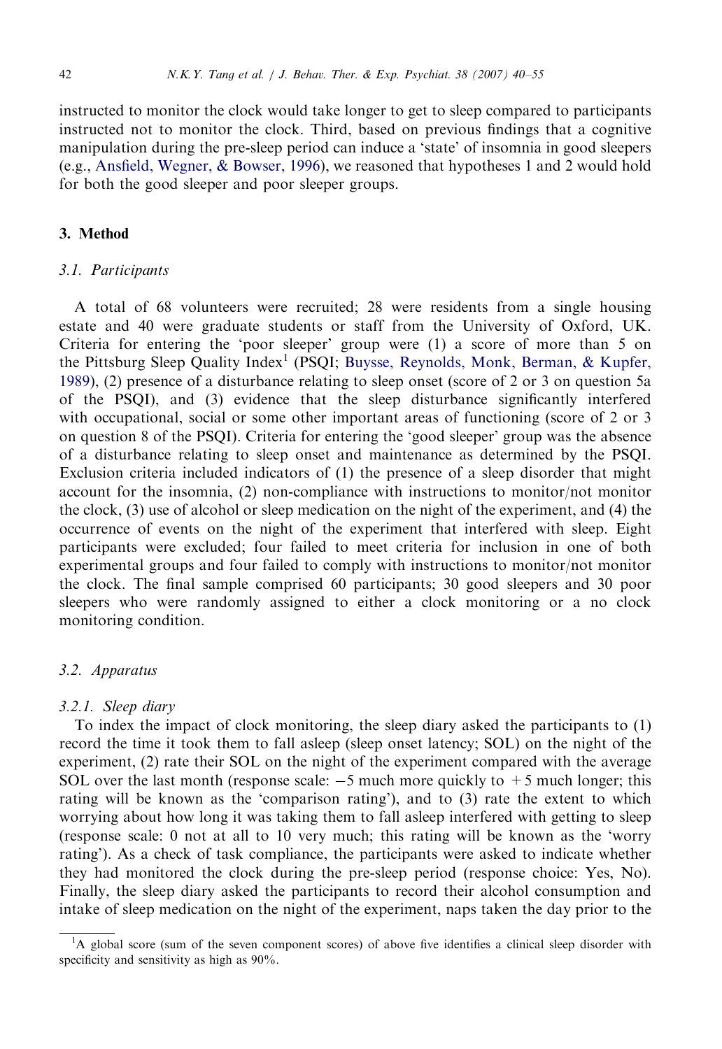instructed to monitor the clock would take longer to get to sleep compared to participants instructed not to monitor the clock. Third, based on previous findings that a cognitive manipulation during the pre-sleep period can induce a 'state' of insomnia in good sleepers (e.g., Ansfield, Wegner, & Bowser, 1996), we reasoned that hypotheses 1 and 2 would hold for both the good sleeper and poor sleeper groups.

## 3. Method

### 3.1. Participants

A total of 68 volunteers were recruited; 28 were residents from a single housing estate and 40 were graduate students or staff from the University of Oxford, UK. Criteria for entering the 'poor sleeper' group were (1) a score of more than 5 on the Pittsburg Sleep Quality Index[1] (PSQI; Buysse, Reynolds, Monk, Berman, & Kupfer, 1989), (2) presence of a disturbance relating to sleep onset (score of 2 or 3 on question 5a of the PSQI), and (3) evidence that the sleep disturbance significantly interfered with occupational, social or some other important areas of functioning (score of 2 or 3 on question 8 of the PSQI). Criteria for entering the 'good sleeper' group was the absence of a disturbance relating to sleep onset and maintenance as determined by the PSQI. Exclusion criteria included indicators of (1) the presence of a sleep disorder that might account for the insomnia, (2) non-compliance with instructions to monitor/not monitor the clock, (3) use of alcohol or sleep medication on the night of the experiment, and (4) the occurrence of events on the night of the experiment that interfered with sleep. Eight participants were excluded; four failed to meet criteria for inclusion in one of both experimental groups and four failed to comply with instructions to monitor/not monitor the clock. The final sample comprised 60 participants; 30 good sleepers and 30 poor sleepers who were randomly assigned to either a clock monitoring or a no clock monitoring condition.

### 3.2. Apparatus

#### 3.2.1. Sleep diary

To index the impact of clock monitoring, the sleep diary asked the participants to (1) record the time it took them to fall asleep (sleep onset latency; SOL) on the night of the experiment, (2) rate their SOL on the night of the experiment compared with the average SOL over the last month (response scale: $-5$ much more quickly to $+5$ much longer; this rating will be known as the 'comparison rating'), and to (3) rate the extent to which worrying about how long it was taking them to fall asleep interfered with getting to sleep (response scale: 0 not at all to 10 very much; this rating will be known as the 'worry rating'). As a check of task compliance, the participants were asked to indicate whether they had monitored the clock during the pre-sleep period (response choice: Yes, No). Finally, the sleep diary asked the participants to record their alcohol consumption and intake of sleep medication on the night of the experiment, naps taken the day prior to the

[1]A global score (sum of the seven component scores) of above five identifies a clinical sleep disorder with specificity and sensitivity as high as 90%.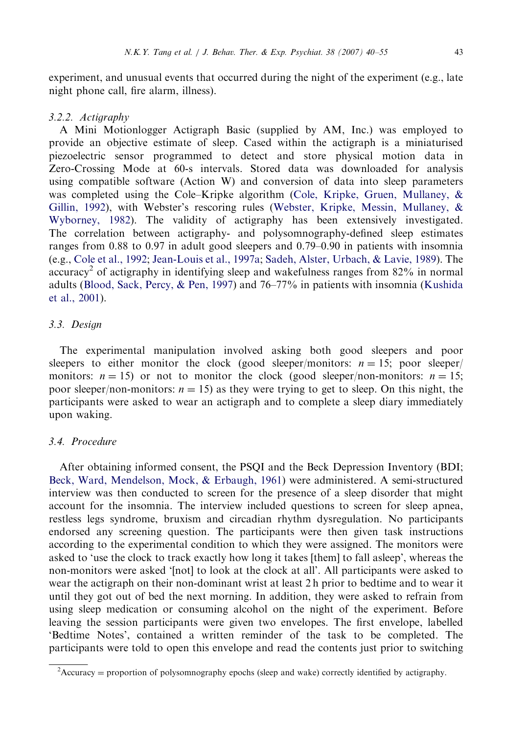experiment, and unusual events that occurred during the night of the experiment (e.g., late night phone call, fire alarm, illness).

#### 3.2.2. Actigraphy

A Mini Motionlogger Actigraph Basic (supplied by AM, Inc.) was employed to provide an objective estimate of sleep. Cased within the actigraph is a miniaturised piezoelectric sensor programmed to detect and store physical motion data in Zero-Crossing Mode at 60-s intervals. Stored data was downloaded for analysis using compatible software (Action W) and conversion of data into sleep parameters was completed using the Cole–Kripke algorithm (Cole, Kripke, Gruen, Mullaney, & Gillin, 1992), with Webster's rescoring rules (Webster, Kripke, Messin, Mullaney, & Wyborney, 1982). The validity of actigraphy has been extensively investigated. The correlation between actigraphy- and polysomnography-defined sleep estimates ranges from 0.88 to 0.97 in adult good sleepers and 0.79–0.90 in patients with insomnia (e.g., Cole et al., 1992; Jean-Louis et al., 1997a; Sadeh, Alster, Urbach, & Lavie, 1989). The accuracy[2] of actigraphy in identifying sleep and wakefulness ranges from 82% in normal adults (Blood, Sack, Percy, & Pen, 1997) and 76–77% in patients with insomnia (Kushida et al., 2001).

### 3.3. Design

The experimental manipulation involved asking both good sleepers and poor sleepers to either monitor the clock (good sleeper/monitors: $n = 15$; poor sleeper/monitors: $n = 15$) or not to monitor the clock (good sleeper/non-monitors: $n = 15$; poor sleeper/non-monitors: $n = 15$) as they were trying to get to sleep. On this night, the participants were asked to wear an actigraph and to complete a sleep diary immediately upon waking.

### 3.4. Procedure

After obtaining informed consent, the PSQI and the Beck Depression Inventory (BDI; Beck, Ward, Mendelson, Mock, & Erbaugh, 1961) were administered. A semi-structured interview was then conducted to screen for the presence of a sleep disorder that might account for the insomnia. The interview included questions to screen for sleep apnea, restless legs syndrome, bruxism and circadian rhythm dysregulation. No participants endorsed any screening question. The participants were then given task instructions according to the experimental condition to which they were assigned. The monitors were asked to 'use the clock to track exactly how long it takes [them] to fall asleep', whereas the non-monitors were asked '[not] to look at the clock at all'. All participants were asked to wear the actigraph on their non-dominant wrist at least 2 h prior to bedtime and to wear it until they got out of bed the next morning. In addition, they were asked to refrain from using sleep medication or consuming alcohol on the night of the experiment. Before leaving the session participants were given two envelopes. The first envelope, labelled 'Bedtime Notes', contained a written reminder of the task to be completed. The participants were told to open this envelope and read the contents just prior to switching

[2] Accuracy = proportion of polysomnography epochs (sleep and wake) correctly identified by actigraphy.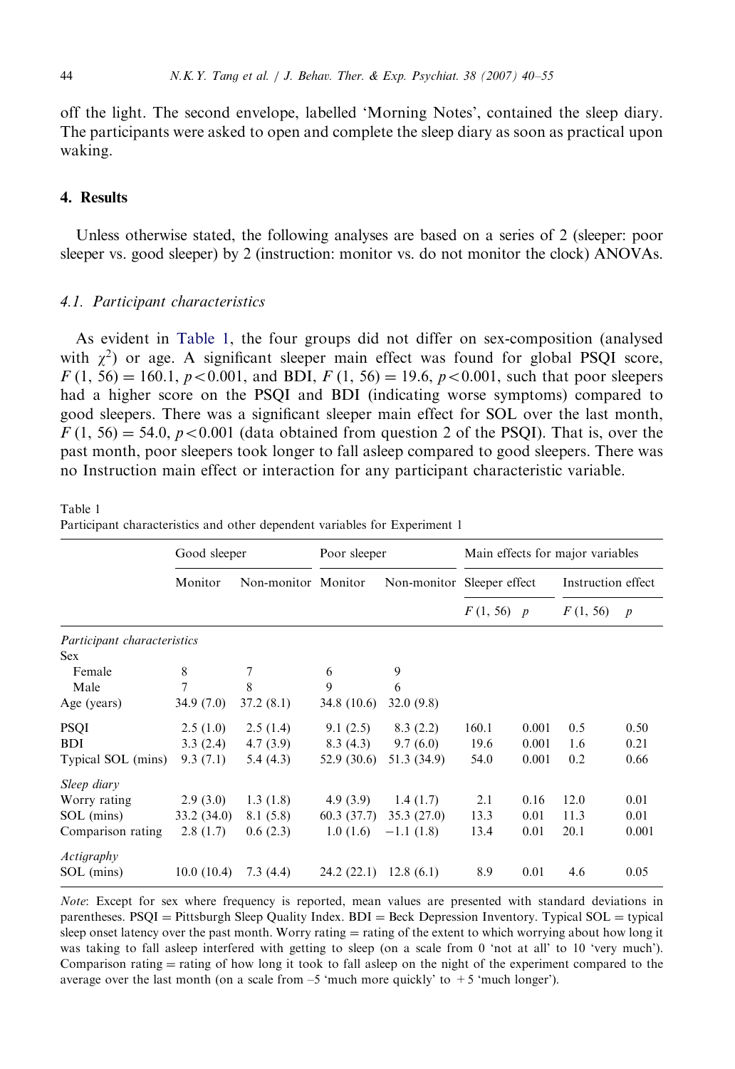off the light. The second envelope, labelled 'Morning Notes', contained the sleep diary. The participants were asked to open and complete the sleep diary as soon as practical upon waking.

## 4. Results

Unless otherwise stated, the following analyses are based on a series of 2 (sleeper: poor sleeper vs. good sleeper) by 2 (instruction: monitor vs. do not monitor the clock) ANOVAs.

### 4.1. Participant characteristics

As evident in Table 1, the four groups did not differ on sex-composition (analysed with $\chi^2$) or age. A significant sleeper main effect was found for global PSQI score, $F(1, 56) = 160.1$, $p < 0.001$, and BDI, $F(1, 56) = 19.6$, $p < 0.001$, such that poor sleepers had a higher score on the PSQI and BDI (indicating worse symptoms) compared to good sleepers. There was a significant sleeper main effect for SOL over the last month, $F(1, 56) = 54.0$, $p < 0.001$ (data obtained from question 2 of the PSQI). That is, over the past month, poor sleepers took longer to fall asleep compared to good sleepers. There was no Instruction main effect or interaction for any participant characteristic variable.

Table 1
Participant characteristics and other dependent variables for Experiment 1

| | Good sleeper | | Poor sleeper | | Main effects for major variables | | | |
|---|---|---|---|---|---|---|---|---|
| | Monitor | Non-monitor | Monitor | Non-monitor | Sleeper effect | | Instruction effect | |
| | | | | | $F(1, 56)$ | $p$ | $F(1, 56)$ | $p$ |
| *Participant characteristics* | | | | | | | | |
| Sex | | | | | | | | |
| Female | 8 | 7 | 6 | 9 | | | | |
| Male | 7 | 8 | 9 | 6 | | | | |
| Age (years) | 34.9 (7.0) | 37.2 (8.1) | 34.8 (10.6) | 32.0 (9.8) | | | | |
| PSQI | 2.5 (1.0) | 2.5 (1.4) | 9.1 (2.5) | 8.3 (2.2) | 160.1 | 0.001 | 0.5 | 0.50 |
| BDI | 3.3 (2.4) | 4.7 (3.9) | 8.3 (4.3) | 9.7 (6.0) | 19.6 | 0.001 | 1.6 | 0.21 |
| Typical SOL (mins) | 9.3 (7.1) | 5.4 (4.3) | 52.9 (30.6) | 51.3 (34.9) | 54.0 | 0.001 | 0.2 | 0.66 |
| *Sleep diary* | | | | | | | | |
| Worry rating | 2.9 (3.0) | 1.3 (1.8) | 4.9 (3.9) | 1.4 (1.7) | 2.1 | 0.16 | 12.0 | 0.01 |
| SOL (mins) | 33.2 (34.0) | 8.1 (5.8) | 60.3 (37.7) | 35.3 (27.0) | 13.3 | 0.01 | 11.3 | 0.01 |
| Comparison rating | 2.8 (1.7) | 0.6 (2.3) | 1.0 (1.6) | −1.1 (1.8) | 13.4 | 0.01 | 20.1 | 0.001 |
| *Actigraphy* | | | | | | | | |
| SOL (mins) | 10.0 (10.4) | 7.3 (4.4) | 24.2 (22.1) | 12.8 (6.1) | 8.9 | 0.01 | 4.6 | 0.05 |

*Note*: Except for sex where frequency is reported, mean values are presented with standard deviations in parentheses. PSQI = Pittsburgh Sleep Quality Index. BDI = Beck Depression Inventory. Typical SOL = typical sleep onset latency over the past month. Worry rating = rating of the extent to which worrying about how long it was taking to fall asleep interfered with getting to sleep (on a scale from 0 'not at all' to 10 'very much'). Comparison rating = rating of how long it took to fall asleep on the night of the experiment compared to the average over the last month (on a scale from –5 'much more quickly' to +5 'much longer').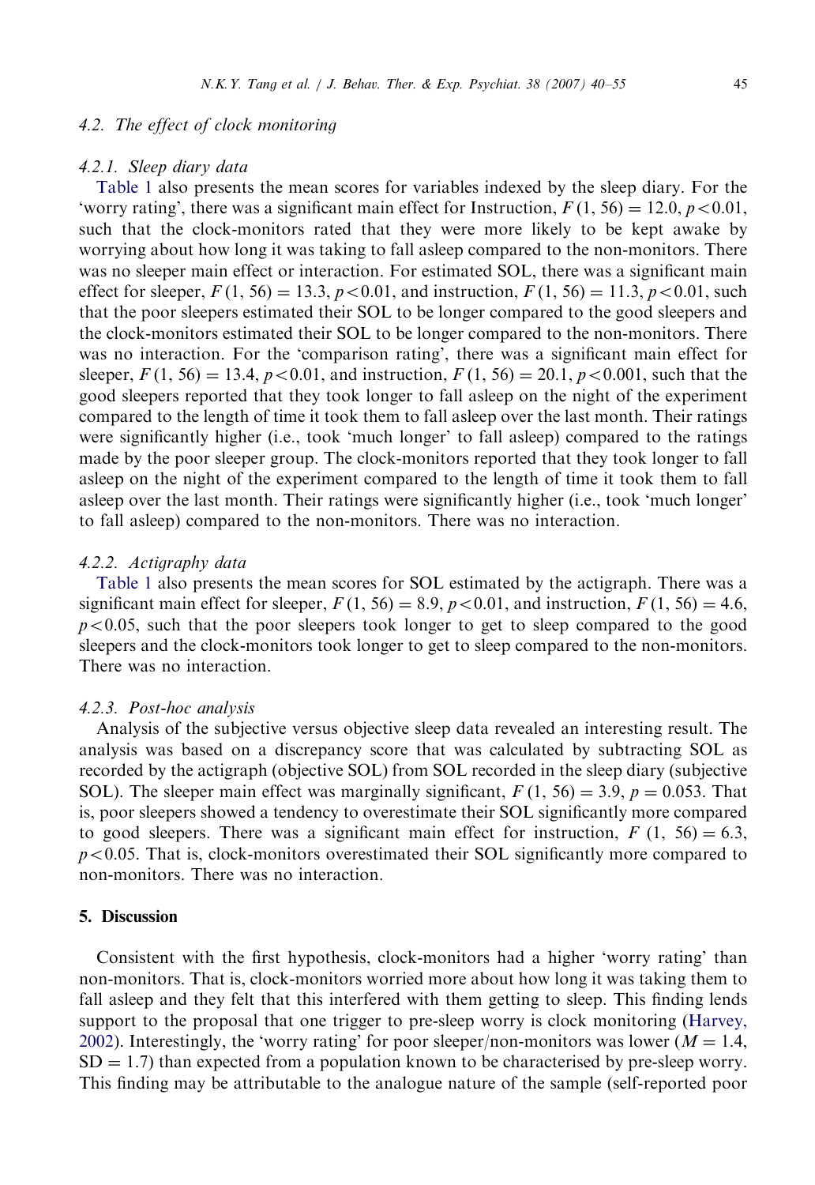### 4.2. The effect of clock monitoring

#### 4.2.1. Sleep diary data

Table 1 also presents the mean scores for variables indexed by the sleep diary. For the 'worry rating', there was a significant main effect for Instruction, $F(1, 56) = 12.0$, $p < 0.01$, such that the clock-monitors rated that they were more likely to be kept awake by worrying about how long it was taking to fall asleep compared to the non-monitors. There was no sleeper main effect or interaction. For estimated SOL, there was a significant main effect for sleeper, $F(1, 56) = 13.3$, $p < 0.01$, and instruction, $F(1, 56) = 11.3$, $p < 0.01$, such that the poor sleepers estimated their SOL to be longer compared to the good sleepers and the clock-monitors estimated their SOL to be longer compared to the non-monitors. There was no interaction. For the 'comparison rating', there was a significant main effect for sleeper, $F(1, 56) = 13.4$, $p < 0.01$, and instruction, $F(1, 56) = 20.1$, $p < 0.001$, such that the good sleepers reported that they took longer to fall asleep on the night of the experiment compared to the length of time it took them to fall asleep over the last month. Their ratings were significantly higher (i.e., took 'much longer' to fall asleep) compared to the ratings made by the poor sleeper group. The clock-monitors reported that they took longer to fall asleep on the night of the experiment compared to the length of time it took them to fall asleep over the last month. Their ratings were significantly higher (i.e., took 'much longer' to fall asleep) compared to the non-monitors. There was no interaction.

#### 4.2.2. Actigraphy data

Table 1 also presents the mean scores for SOL estimated by the actigraph. There was a significant main effect for sleeper, $F(1, 56) = 8.9$, $p < 0.01$, and instruction, $F(1, 56) = 4.6$, $p < 0.05$, such that the poor sleepers took longer to get to sleep compared to the good sleepers and the clock-monitors took longer to get to sleep compared to the non-monitors. There was no interaction.

#### 4.2.3. Post-hoc analysis

Analysis of the subjective versus objective sleep data revealed an interesting result. The analysis was based on a discrepancy score that was calculated by subtracting SOL as recorded by the actigraph (objective SOL) from SOL recorded in the sleep diary (subjective SOL). The sleeper main effect was marginally significant, $F(1, 56) = 3.9$, $p = 0.053$. That is, poor sleepers showed a tendency to overestimate their SOL significantly more compared to good sleepers. There was a significant main effect for instruction, $F(1, 56) = 6.3$, $p < 0.05$. That is, clock-monitors overestimated their SOL significantly more compared to non-monitors. There was no interaction.

## 5. Discussion

Consistent with the first hypothesis, clock-monitors had a higher 'worry rating' than non-monitors. That is, clock-monitors worried more about how long it was taking them to fall asleep and they felt that this interfered with them getting to sleep. This finding lends support to the proposal that one trigger to pre-sleep worry is clock monitoring (Harvey, 2002). Interestingly, the 'worry rating' for poor sleeper/non-monitors was lower ($M = 1.4$, $SD = 1.7$) than expected from a population known to be characterised by pre-sleep worry. This finding may be attributable to the analogue nature of the sample (self-reported poor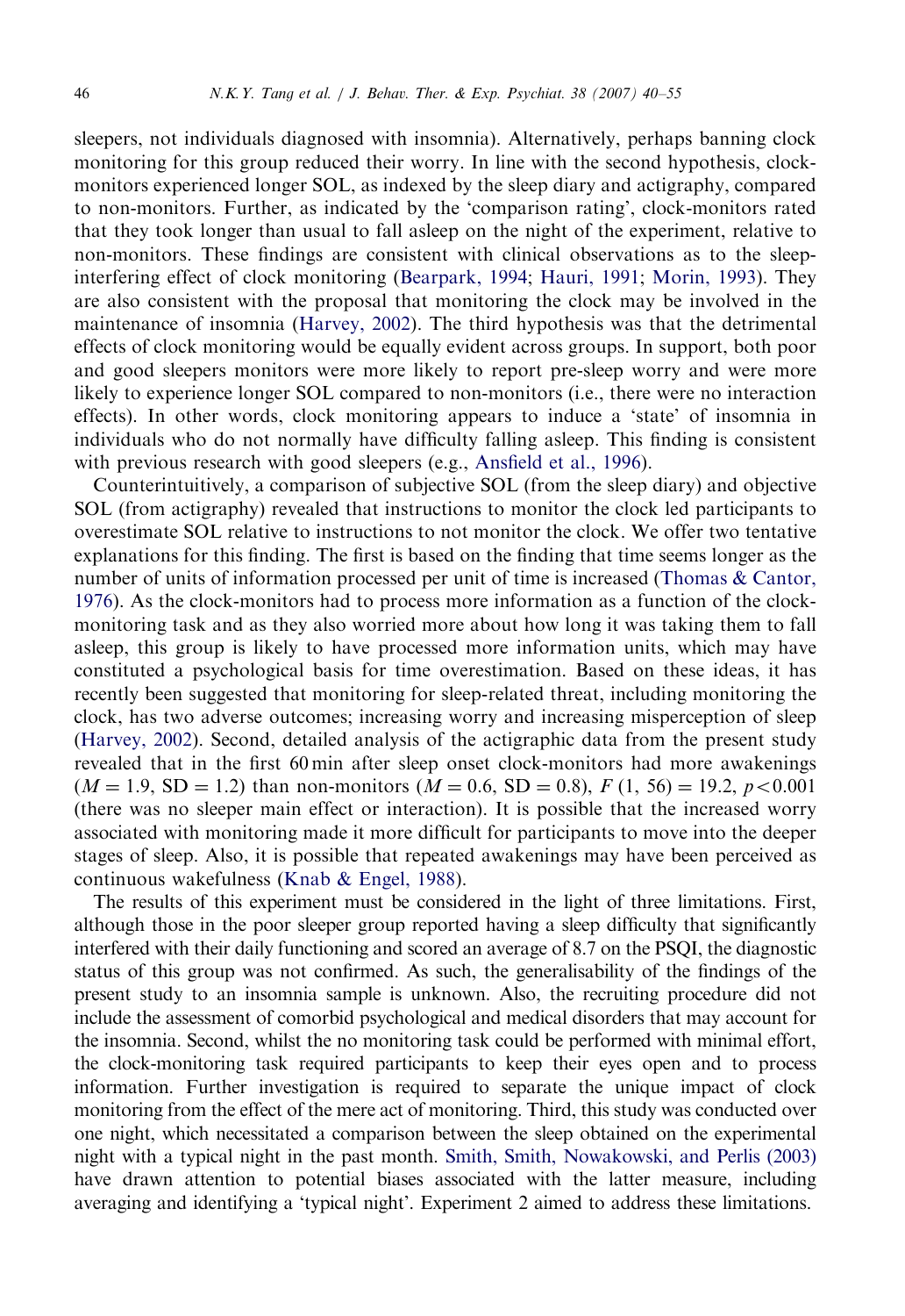sleepers, not individuals diagnosed with insomnia). Alternatively, perhaps banning clock monitoring for this group reduced their worry. In line with the second hypothesis, clock-monitors experienced longer SOL, as indexed by the sleep diary and actigraphy, compared to non-monitors. Further, as indicated by the 'comparison rating', clock-monitors rated that they took longer than usual to fall asleep on the night of the experiment, relative to non-monitors. These findings are consistent with clinical observations as to the sleep-interfering effect of clock monitoring (Bearpark, 1994; Hauri, 1991; Morin, 1993). They are also consistent with the proposal that monitoring the clock may be involved in the maintenance of insomnia (Harvey, 2002). The third hypothesis was that the detrimental effects of clock monitoring would be equally evident across groups. In support, both poor and good sleepers monitors were more likely to report pre-sleep worry and were more likely to experience longer SOL compared to non-monitors (i.e., there were no interaction effects). In other words, clock monitoring appears to induce a 'state' of insomnia in individuals who do not normally have difficulty falling asleep. This finding is consistent with previous research with good sleepers (e.g., Ansfield et al., 1996).

Counterintuitively, a comparison of subjective SOL (from the sleep diary) and objective SOL (from actigraphy) revealed that instructions to monitor the clock led participants to overestimate SOL relative to instructions to not monitor the clock. We offer two tentative explanations for this finding. The first is based on the finding that time seems longer as the number of units of information processed per unit of time is increased (Thomas & Cantor, 1976). As the clock-monitors had to process more information as a function of the clock-monitoring task and as they also worried more about how long it was taking them to fall asleep, this group is likely to have processed more information units, which may have constituted a psychological basis for time overestimation. Based on these ideas, it has recently been suggested that monitoring for sleep-related threat, including monitoring the clock, has two adverse outcomes; increasing worry and increasing misperception of sleep (Harvey, 2002). Second, detailed analysis of the actigraphic data from the present study revealed that in the first 60 min after sleep onset clock-monitors had more awakenings ($M = 1.9$, $SD = 1.2$) than non-monitors ($M = 0.6$, $SD = 0.8$), $F(1, 56) = 19.2$, $p < 0.001$ (there was no sleeper main effect or interaction). It is possible that the increased worry associated with monitoring made it more difficult for participants to move into the deeper stages of sleep. Also, it is possible that repeated awakenings may have been perceived as continuous wakefulness (Knab & Engel, 1988).

The results of this experiment must be considered in the light of three limitations. First, although those in the poor sleeper group reported having a sleep difficulty that significantly interfered with their daily functioning and scored an average of 8.7 on the PSQI, the diagnostic status of this group was not confirmed. As such, the generalisability of the findings of the present study to an insomnia sample is unknown. Also, the recruiting procedure did not include the assessment of comorbid psychological and medical disorders that may account for the insomnia. Second, whilst the no monitoring task could be performed with minimal effort, the clock-monitoring task required participants to keep their eyes open and to process information. Further investigation is required to separate the unique impact of clock monitoring from the effect of the mere act of monitoring. Third, this study was conducted over one night, which necessitated a comparison between the sleep obtained on the experimental night with a typical night in the past month. Smith, Smith, Nowakowski, and Perlis (2003) have drawn attention to potential biases associated with the latter measure, including averaging and identifying a 'typical night'. Experiment 2 aimed to address these limitations.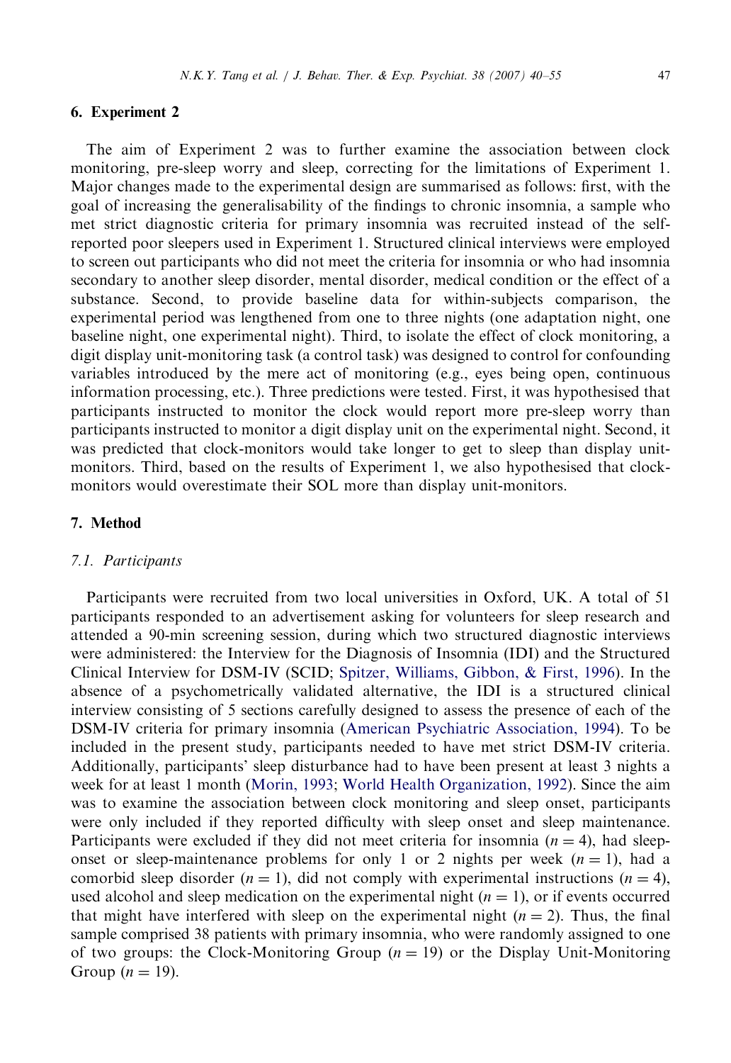## 6. Experiment 2

The aim of Experiment 2 was to further examine the association between clock monitoring, pre-sleep worry and sleep, correcting for the limitations of Experiment 1. Major changes made to the experimental design are summarised as follows: first, with the goal of increasing the generalisability of the findings to chronic insomnia, a sample who met strict diagnostic criteria for primary insomnia was recruited instead of the self-reported poor sleepers used in Experiment 1. Structured clinical interviews were employed to screen out participants who did not meet the criteria for insomnia or who had insomnia secondary to another sleep disorder, mental disorder, medical condition or the effect of a substance. Second, to provide baseline data for within-subjects comparison, the experimental period was lengthened from one to three nights (one adaptation night, one baseline night, one experimental night). Third, to isolate the effect of clock monitoring, a digit display unit-monitoring task (a control task) was designed to control for confounding variables introduced by the mere act of monitoring (e.g., eyes being open, continuous information processing, etc.). Three predictions were tested. First, it was hypothesised that participants instructed to monitor the clock would report more pre-sleep worry than participants instructed to monitor a digit display unit on the experimental night. Second, it was predicted that clock-monitors would take longer to get to sleep than display unit-monitors. Third, based on the results of Experiment 1, we also hypothesised that clock-monitors would overestimate their SOL more than display unit-monitors.

## 7. Method

### 7.1. Participants

Participants were recruited from two local universities in Oxford, UK. A total of 51 participants responded to an advertisement asking for volunteers for sleep research and attended a 90-min screening session, during which two structured diagnostic interviews were administered: the Interview for the Diagnosis of Insomnia (IDI) and the Structured Clinical Interview for DSM-IV (SCID; Spitzer, Williams, Gibbon, & First, 1996). In the absence of a psychometrically validated alternative, the IDI is a structured clinical interview consisting of 5 sections carefully designed to assess the presence of each of the DSM-IV criteria for primary insomnia (American Psychiatric Association, 1994). To be included in the present study, participants needed to have met strict DSM-IV criteria. Additionally, participants' sleep disturbance had to have been present at least 3 nights a week for at least 1 month (Morin, 1993; World Health Organization, 1992). Since the aim was to examine the association between clock monitoring and sleep onset, participants were only included if they reported difficulty with sleep onset and sleep maintenance. Participants were excluded if they did not meet criteria for insomnia ($n = 4$), had sleep-onset or sleep-maintenance problems for only 1 or 2 nights per week ($n = 1$), had a comorbid sleep disorder ($n = 1$), did not comply with experimental instructions ($n = 4$), used alcohol and sleep medication on the experimental night ($n = 1$), or if events occurred that might have interfered with sleep on the experimental night ($n = 2$). Thus, the final sample comprised 38 patients with primary insomnia, who were randomly assigned to one of two groups: the Clock-Monitoring Group ($n = 19$) or the Display Unit-Monitoring Group ($n = 19$).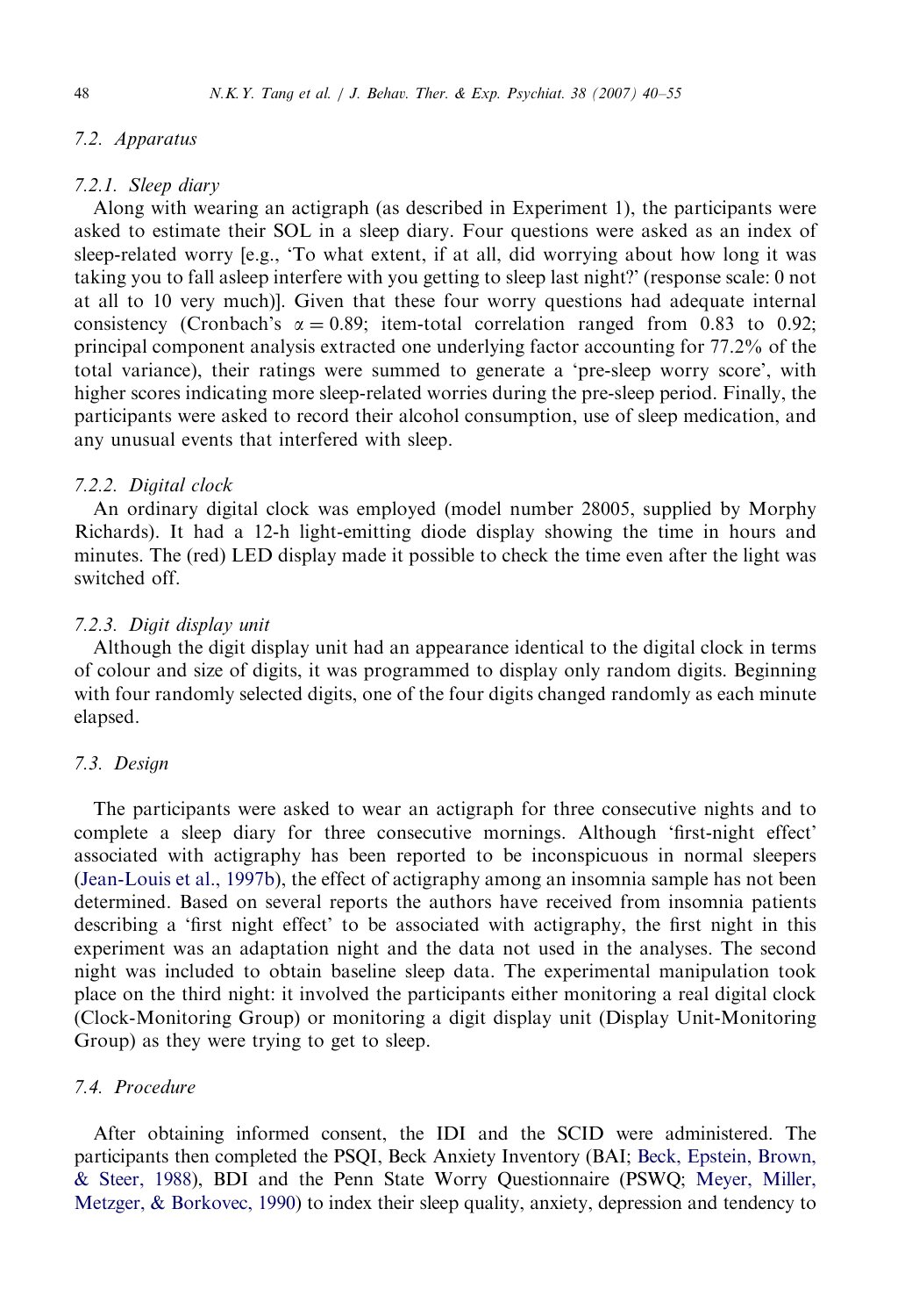### 7.2. Apparatus

#### 7.2.1. Sleep diary

Along with wearing an actigraph (as described in Experiment 1), the participants were asked to estimate their SOL in a sleep diary. Four questions were asked as an index of sleep-related worry [e.g., 'To what extent, if at all, did worrying about how long it was taking you to fall asleep interfere with you getting to sleep last night?' (response scale: 0 not at all to 10 very much)]. Given that these four worry questions had adequate internal consistency (Cronbach's $\alpha = 0.89$; item-total correlation ranged from 0.83 to 0.92; principal component analysis extracted one underlying factor accounting for 77.2% of the total variance), their ratings were summed to generate a 'pre-sleep worry score', with higher scores indicating more sleep-related worries during the pre-sleep period. Finally, the participants were asked to record their alcohol consumption, use of sleep medication, and any unusual events that interfered with sleep.

#### 7.2.2. Digital clock

An ordinary digital clock was employed (model number 28005, supplied by Morphy Richards). It had a 12-h light-emitting diode display showing the time in hours and minutes. The (red) LED display made it possible to check the time even after the light was switched off.

#### 7.2.3. Digit display unit

Although the digit display unit had an appearance identical to the digital clock in terms of colour and size of digits, it was programmed to display only random digits. Beginning with four randomly selected digits, one of the four digits changed randomly as each minute elapsed.

### 7.3. Design

The participants were asked to wear an actigraph for three consecutive nights and to complete a sleep diary for three consecutive mornings. Although 'first-night effect' associated with actigraphy has been reported to be inconspicuous in normal sleepers (Jean-Louis et al., 1997b), the effect of actigraphy among an insomnia sample has not been determined. Based on several reports the authors have received from insomnia patients describing a 'first night effect' to be associated with actigraphy, the first night in this experiment was an adaptation night and the data not used in the analyses. The second night was included to obtain baseline sleep data. The experimental manipulation took place on the third night: it involved the participants either monitoring a real digital clock (Clock-Monitoring Group) or monitoring a digit display unit (Display Unit-Monitoring Group) as they were trying to get to sleep.

### 7.4. Procedure

After obtaining informed consent, the IDI and the SCID were administered. The participants then completed the PSQI, Beck Anxiety Inventory (BAI; Beck, Epstein, Brown, & Steer, 1988), BDI and the Penn State Worry Questionnaire (PSWQ; Meyer, Miller, Metzger, & Borkovec, 1990) to index their sleep quality, anxiety, depression and tendency to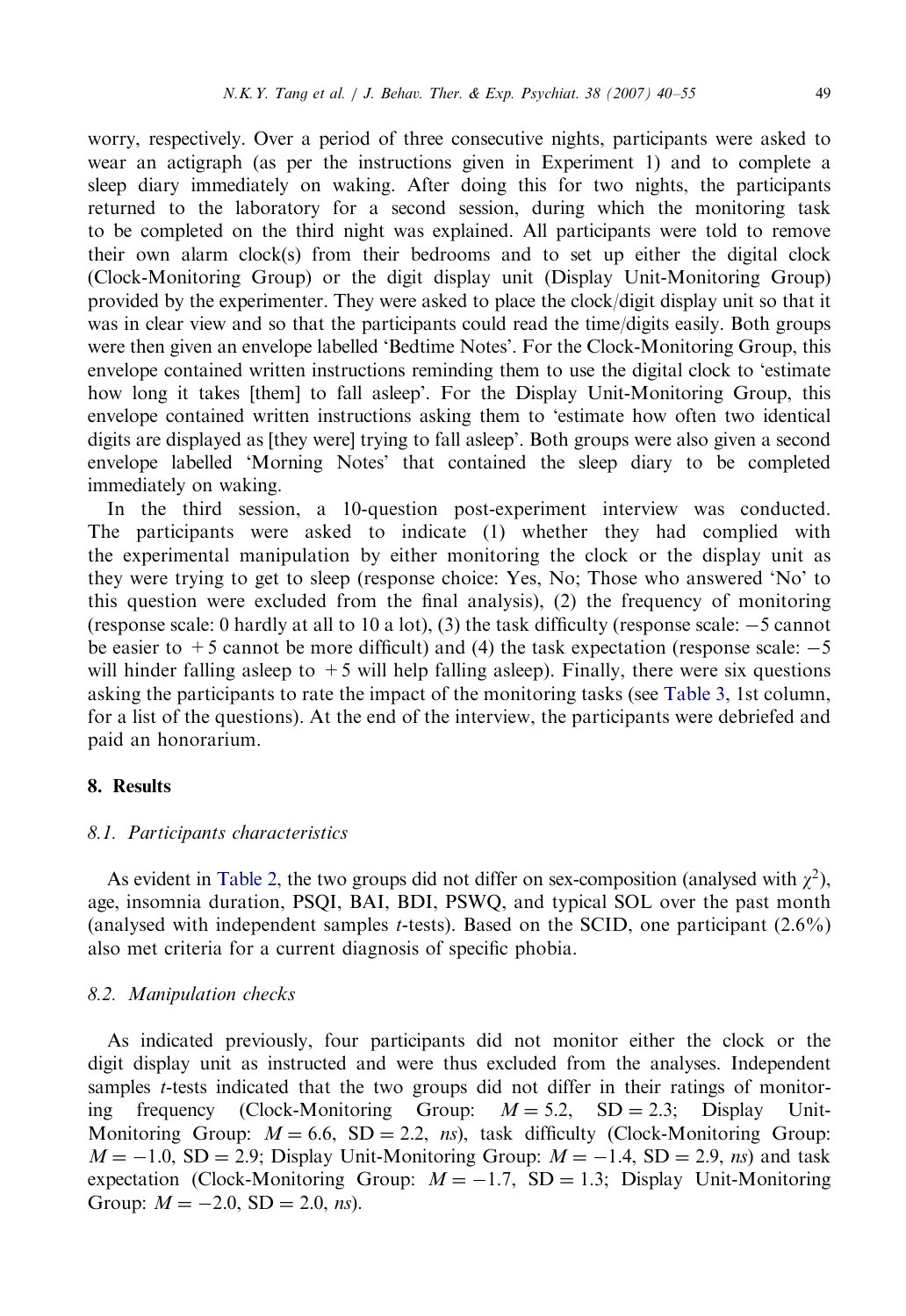worry, respectively. Over a period of three consecutive nights, participants were asked to wear an actigraph (as per the instructions given in Experiment 1) and to complete a sleep diary immediately on waking. After doing this for two nights, the participants returned to the laboratory for a second session, during which the monitoring task to be completed on the third night was explained. All participants were told to remove their own alarm clock(s) from their bedrooms and to set up either the digital clock (Clock-Monitoring Group) or the digit display unit (Display Unit-Monitoring Group) provided by the experimenter. They were asked to place the clock/digit display unit so that it was in clear view and so that the participants could read the time/digits easily. Both groups were then given an envelope labelled 'Bedtime Notes'. For the Clock-Monitoring Group, this envelope contained written instructions reminding them to use the digital clock to 'estimate how long it takes [them] to fall asleep'. For the Display Unit-Monitoring Group, this envelope contained written instructions asking them to 'estimate how often two identical digits are displayed as [they were] trying to fall asleep'. Both groups were also given a second envelope labelled 'Morning Notes' that contained the sleep diary to be completed immediately on waking.

In the third session, a 10-question post-experiment interview was conducted. The participants were asked to indicate (1) whether they had complied with the experimental manipulation by either monitoring the clock or the display unit as they were trying to get to sleep (response choice: Yes, No; Those who answered 'No' to this question were excluded from the final analysis), (2) the frequency of monitoring (response scale: 0 hardly at all to 10 a lot), (3) the task difficulty (response scale: −5 cannot be easier to +5 cannot be more difficult) and (4) the task expectation (response scale: −5 will hinder falling asleep to +5 will help falling asleep). Finally, there were six questions asking the participants to rate the impact of the monitoring tasks (see Table 3, 1st column, for a list of the questions). At the end of the interview, the participants were debriefed and paid an honorarium.

## 8. Results

### 8.1. Participants characteristics

As evident in Table 2, the two groups did not differ on sex-composition (analysed with $\chi^2$), age, insomnia duration, PSQI, BAI, BDI, PSWQ, and typical SOL over the past month (analysed with independent samples *t*-tests). Based on the SCID, one participant (2.6%) also met criteria for a current diagnosis of specific phobia.

### 8.2. Manipulation checks

As indicated previously, four participants did not monitor either the clock or the digit display unit as instructed and were thus excluded from the analyses. Independent samples *t*-tests indicated that the two groups did not differ in their ratings of monitoring frequency (Clock-Monitoring Group: $M = 5.2$, $SD = 2.3$; Display Unit-Monitoring Group: $M = 6.6$, $SD = 2.2$, *ns*), task difficulty (Clock-Monitoring Group: $M = -1.0$, $SD = 2.9$; Display Unit-Monitoring Group: $M = -1.4$, $SD = 2.9$, *ns*) and task expectation (Clock-Monitoring Group: $M = -1.7$, $SD = 1.3$; Display Unit-Monitoring Group: $M = -2.0$, $SD = 2.0$, *ns*).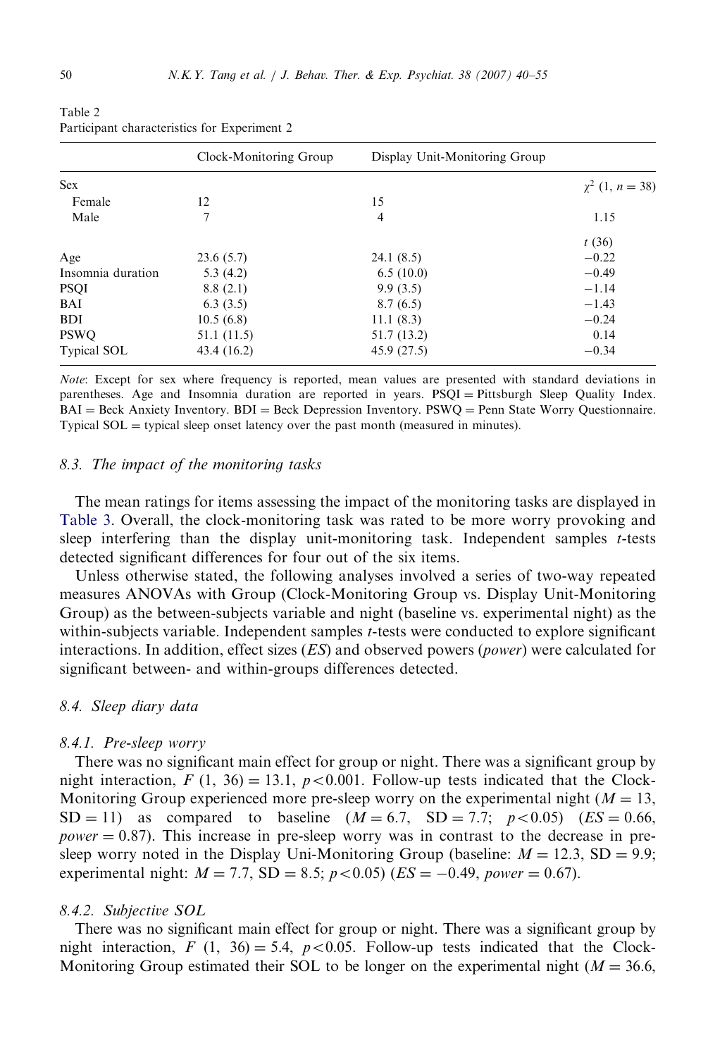Table 2
Participant characteristics for Experiment 2

| | Clock-Monitoring Group | Display Unit-Monitoring Group | |
|---|---|---|---|
| Sex | | | $\chi^2$ (1, $n = 38$) |
| Female | 12 | 15 | |
| Male | 7 | 4 | 1.15 |
| | | | $t$ (36) |
| Age | 23.6 (5.7) | 24.1 (8.5) | −0.22 |
| Insomnia duration | 5.3 (4.2) | 6.5 (10.0) | −0.49 |
| PSQI | 8.8 (2.1) | 9.9 (3.5) | −1.14 |
| BAI | 6.3 (3.5) | 8.7 (6.5) | −1.43 |
| BDI | 10.5 (6.8) | 11.1 (8.3) | −0.24 |
| PSWQ | 51.1 (11.5) | 51.7 (13.2) | 0.14 |
| Typical SOL | 43.4 (16.2) | 45.9 (27.5) | −0.34 |

*Note*: Except for sex where frequency is reported, mean values are presented with standard deviations in parentheses. Age and Insomnia duration are reported in years. PSQI = Pittsburgh Sleep Quality Index. BAI = Beck Anxiety Inventory. BDI = Beck Depression Inventory. PSWQ = Penn State Worry Questionnaire. Typical SOL = typical sleep onset latency over the past month (measured in minutes).

### 8.3. The impact of the monitoring tasks

The mean ratings for items assessing the impact of the monitoring tasks are displayed in Table 3. Overall, the clock-monitoring task was rated to be more worry provoking and sleep interfering than the display unit-monitoring task. Independent samples *t*-tests detected significant differences for four out of the six items.

Unless otherwise stated, the following analyses involved a series of two-way repeated measures ANOVAs with Group (Clock-Monitoring Group vs. Display Unit-Monitoring Group) as the between-subjects variable and night (baseline vs. experimental night) as the within-subjects variable. Independent samples *t*-tests were conducted to explore significant interactions. In addition, effect sizes (*ES*) and observed powers (*power*) were calculated for significant between- and within-groups differences detected.

### 8.4. Sleep diary data

#### 8.4.1. Pre-sleep worry

There was no significant main effect for group or night. There was a significant group by night interaction, $F$ (1, 36) = 13.1, $p < 0.001$. Follow-up tests indicated that the Clock-Monitoring Group experienced more pre-sleep worry on the experimental night ($M = 13$, SD = 11) as compared to baseline ($M = 6.7$, SD = 7.7; $p < 0.05$) ($ES = 0.66$, $power = 0.87$). This increase in pre-sleep worry was in contrast to the decrease in pre-sleep worry noted in the Display Uni-Monitoring Group (baseline: $M = 12.3$, SD = 9.9; experimental night: $M = 7.7$, SD = 8.5; $p < 0.05$) ($ES = -0.49$, $power = 0.67$).

#### 8.4.2. Subjective SOL

There was no significant main effect for group or night. There was a significant group by night interaction, $F$ (1, 36) = 5.4, $p < 0.05$. Follow-up tests indicated that the Clock-Monitoring Group estimated their SOL to be longer on the experimental night ($M = 36.6$,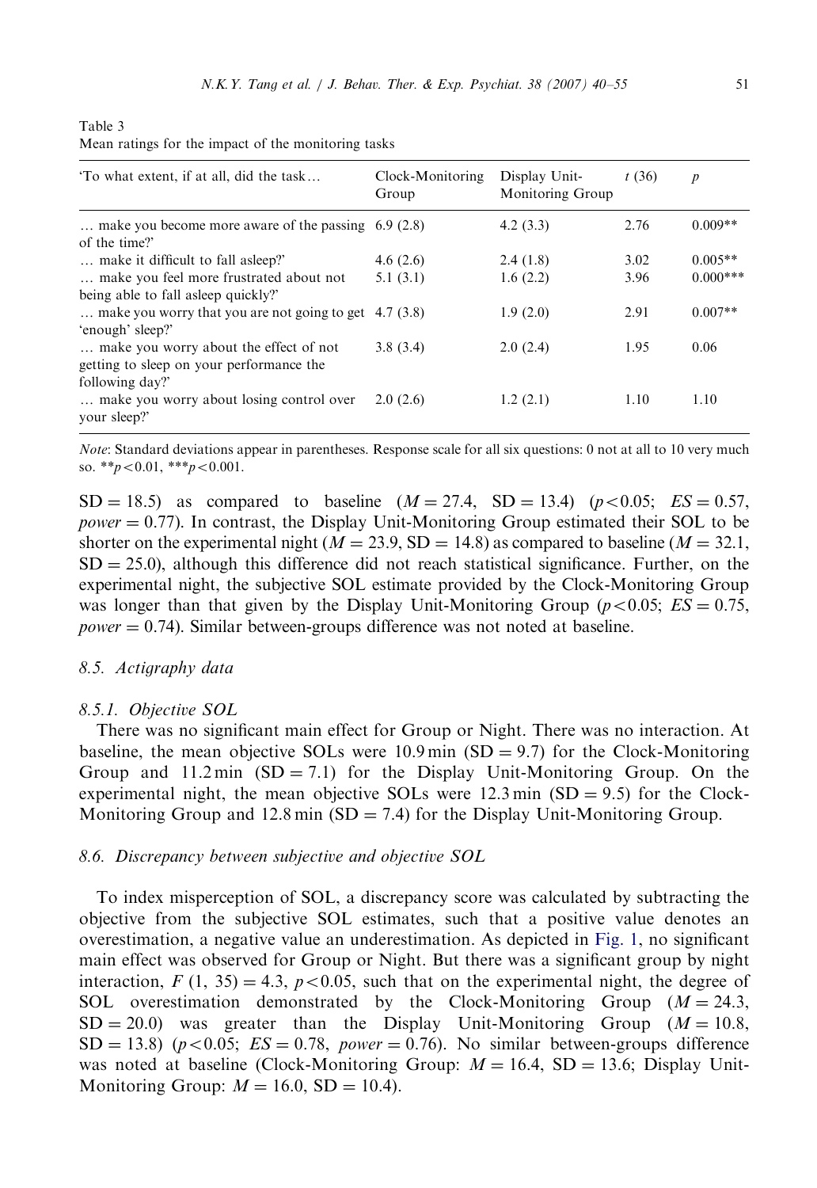Table 3
Mean ratings for the impact of the monitoring tasks

| 'To what extent, if at all, did the task… | Clock-Monitoring Group | Display Unit-Monitoring Group | $t$ (36) | $p$ |
|---|---|---|---|---|
| … make you become more aware of the passing of the time?' | 6.9 (2.8) | 4.2 (3.3) | 2.76 | 0.009** |
| … make it difficult to fall asleep?' | 4.6 (2.6) | 2.4 (1.8) | 3.02 | 0.005** |
| … make you feel more frustrated about not being able to fall asleep quickly?' | 5.1 (3.1) | 1.6 (2.2) | 3.96 | 0.000*** |
| … make you worry that you are not going to get 'enough' sleep?' | 4.7 (3.8) | 1.9 (2.0) | 2.91 | 0.007** |
| … make you worry about the effect of not getting to sleep on your performance the following day?' | 3.8 (3.4) | 2.0 (2.4) | 1.95 | 0.06 |
| … make you worry about losing control over your sleep?' | 2.0 (2.6) | 1.2 (2.1) | 1.10 | 1.10 |

*Note*: Standard deviations appear in parentheses. Response scale for all six questions: 0 not at all to 10 very much so. $^{**}p<0.01$, $^{***}p<0.001$.

SD = 18.5) as compared to baseline ($M = 27.4$, SD = 13.4) ($p<0.05$; $ES = 0.57$, $power = 0.77$). In contrast, the Display Unit-Monitoring Group estimated their SOL to be shorter on the experimental night ($M = 23.9$, SD = 14.8) as compared to baseline ($M = 32.1$, SD = 25.0), although this difference did not reach statistical significance. Further, on the experimental night, the subjective SOL estimate provided by the Clock-Monitoring Group was longer than that given by the Display Unit-Monitoring Group ($p<0.05$; $ES = 0.75$, $power = 0.74$). Similar between-groups difference was not noted at baseline.

## 8.5. Actigraphy data

### 8.5.1. Objective SOL

There was no significant main effect for Group or Night. There was no interaction. At baseline, the mean objective SOLs were 10.9 min (SD = 9.7) for the Clock-Monitoring Group and 11.2 min (SD = 7.1) for the Display Unit-Monitoring Group. On the experimental night, the mean objective SOLs were 12.3 min (SD = 9.5) for the Clock-Monitoring Group and 12.8 min (SD = 7.4) for the Display Unit-Monitoring Group.

## 8.6. Discrepancy between subjective and objective SOL

To index misperception of SOL, a discrepancy score was calculated by subtracting the objective from the subjective SOL estimates, such that a positive value denotes an overestimation, a negative value an underestimation. As depicted in Fig. 1, no significant main effect was observed for Group or Night. But there was a significant group by night interaction, $F$ (1, 35) = 4.3, $p<0.05$, such that on the experimental night, the degree of SOL overestimation demonstrated by the Clock-Monitoring Group ($M = 24.3$, SD = 20.0) was greater than the Display Unit-Monitoring Group ($M = 10.8$, SD = 13.8) ($p<0.05$; $ES = 0.78$, $power = 0.76$). No similar between-groups difference was noted at baseline (Clock-Monitoring Group: $M = 16.4$, SD = 13.6; Display Unit-Monitoring Group: $M = 16.0$, SD = 10.4).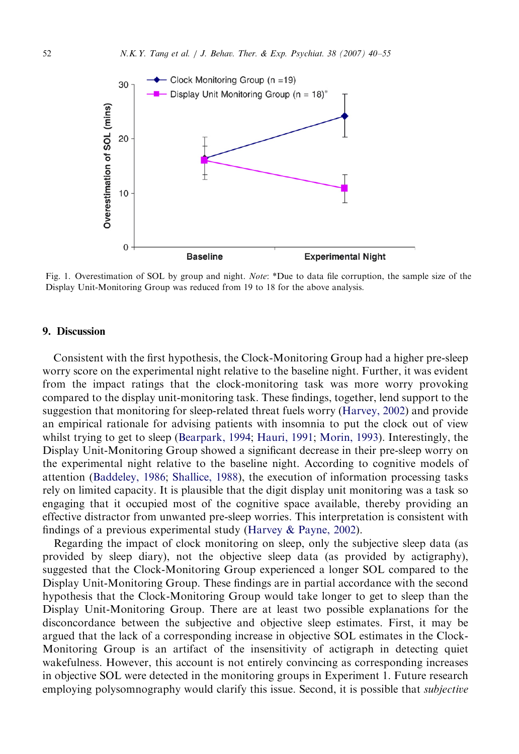Fig. 1. Overestimation of SOL by group and night. *Note*: *Due to data file corruption, the sample size of the Display Unit-Monitoring Group was reduced from 19 to 18 for the above analysis.

## 9. Discussion

Consistent with the first hypothesis, the Clock-Monitoring Group had a higher pre-sleep worry score on the experimental night relative to the baseline night. Further, it was evident from the impact ratings that the clock-monitoring task was more worry provoking compared to the display unit-monitoring task. These findings, together, lend support to the suggestion that monitoring for sleep-related threat fuels worry (Harvey, 2002) and provide an empirical rationale for advising patients with insomnia to put the clock out of view whilst trying to get to sleep (Bearpark, 1994; Hauri, 1991; Morin, 1993). Interestingly, the Display Unit-Monitoring Group showed a significant decrease in their pre-sleep worry on the experimental night relative to the baseline night. According to cognitive models of attention (Baddeley, 1986; Shallice, 1988), the execution of information processing tasks rely on limited capacity. It is plausible that the digit display unit monitoring was a task so engaging that it occupied most of the cognitive space available, thereby providing an effective distractor from unwanted pre-sleep worries. This interpretation is consistent with findings of a previous experimental study (Harvey & Payne, 2002).

Regarding the impact of clock monitoring on sleep, only the subjective sleep data (as provided by sleep diary), not the objective sleep data (as provided by actigraphy), suggested that the Clock-Monitoring Group experienced a longer SOL compared to the Display Unit-Monitoring Group. These findings are in partial accordance with the second hypothesis that the Clock-Monitoring Group would take longer to get to sleep than the Display Unit-Monitoring Group. There are at least two possible explanations for the disconcordance between the subjective and objective sleep estimates. First, it may be argued that the lack of a corresponding increase in objective SOL estimates in the Clock-Monitoring Group is an artifact of the insensitivity of actigraph in detecting quiet wakefulness. However, this account is not entirely convincing as corresponding increases in objective SOL were detected in the monitoring groups in Experiment 1. Future research employing polysomnography would clarify this issue. Second, it is possible that *subjective*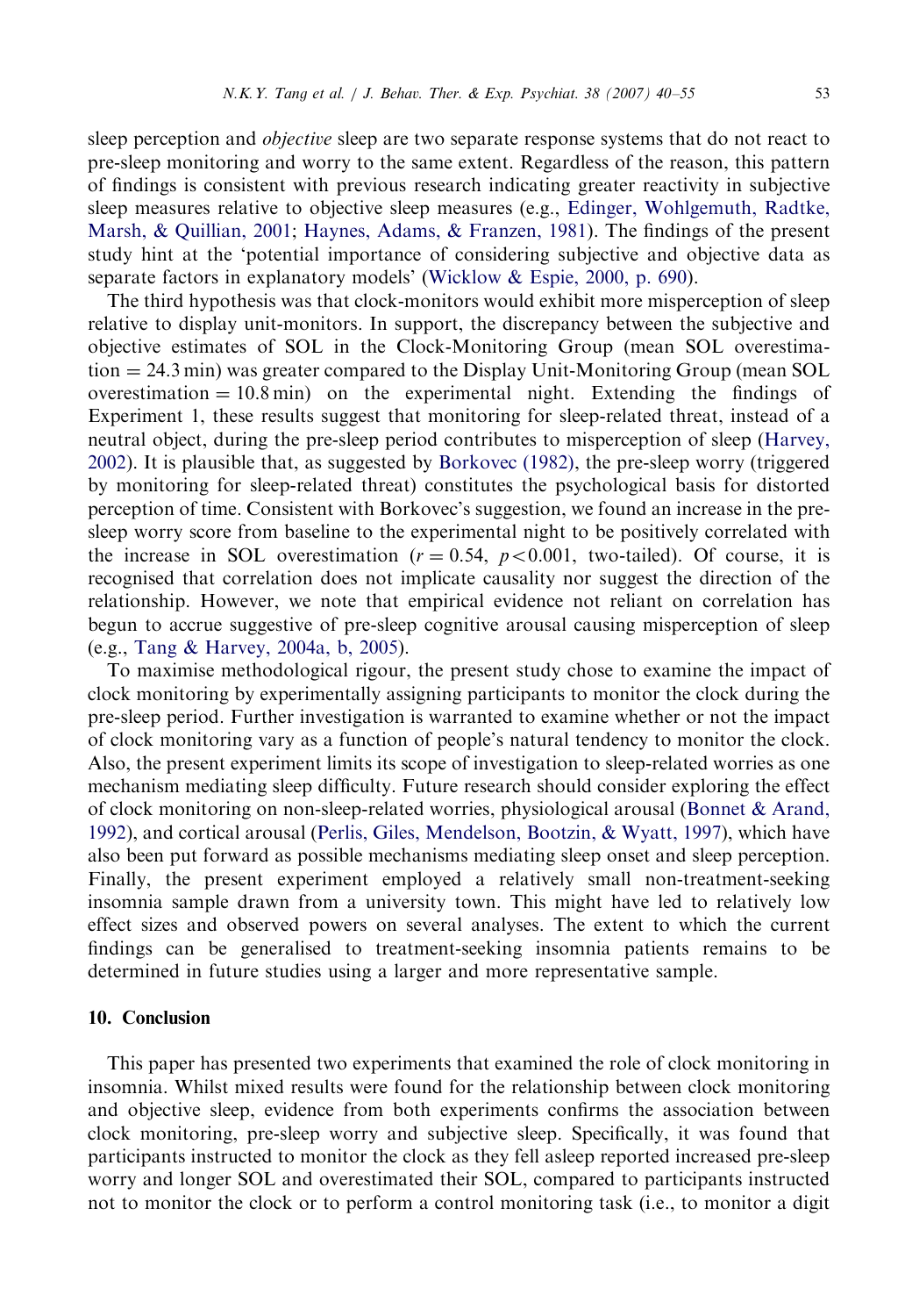sleep perception and *objective* sleep are two separate response systems that do not react to pre-sleep monitoring and worry to the same extent. Regardless of the reason, this pattern of findings is consistent with previous research indicating greater reactivity in subjective sleep measures relative to objective sleep measures (e.g., Edinger, Wohlgemuth, Radtke, Marsh, & Quillian, 2001; Haynes, Adams, & Franzen, 1981). The findings of the present study hint at the 'potential importance of considering subjective and objective data as separate factors in explanatory models' (Wicklow & Espie, 2000, p. 690).

The third hypothesis was that clock-monitors would exhibit more misperception of sleep relative to display unit-monitors. In support, the discrepancy between the subjective and objective estimates of SOL in the Clock-Monitoring Group (mean SOL overestimation = 24.3 min) was greater compared to the Display Unit-Monitoring Group (mean SOL overestimation = 10.8 min) on the experimental night. Extending the findings of Experiment 1, these results suggest that monitoring for sleep-related threat, instead of a neutral object, during the pre-sleep period contributes to misperception of sleep (Harvey, 2002). It is plausible that, as suggested by Borkovec (1982), the pre-sleep worry (triggered by monitoring for sleep-related threat) constitutes the psychological basis for distorted perception of time. Consistent with Borkovec's suggestion, we found an increase in the pre-sleep worry score from baseline to the experimental night to be positively correlated with the increase in SOL overestimation ($r = 0.54$, $p < 0.001$, two-tailed). Of course, it is recognised that correlation does not implicate causality nor suggest the direction of the relationship. However, we note that empirical evidence not reliant on correlation has begun to accrue suggestive of pre-sleep cognitive arousal causing misperception of sleep (e.g., Tang & Harvey, 2004a, b, 2005).

To maximise methodological rigour, the present study chose to examine the impact of clock monitoring by experimentally assigning participants to monitor the clock during the pre-sleep period. Further investigation is warranted to examine whether or not the impact of clock monitoring vary as a function of people's natural tendency to monitor the clock. Also, the present experiment limits its scope of investigation to sleep-related worries as one mechanism mediating sleep difficulty. Future research should consider exploring the effect of clock monitoring on non-sleep-related worries, physiological arousal (Bonnet & Arand, 1992), and cortical arousal (Perlis, Giles, Mendelson, Bootzin, & Wyatt, 1997), which have also been put forward as possible mechanisms mediating sleep onset and sleep perception. Finally, the present experiment employed a relatively small non-treatment-seeking insomnia sample drawn from a university town. This might have led to relatively low effect sizes and observed powers on several analyses. The extent to which the current findings can be generalised to treatment-seeking insomnia patients remains to be determined in future studies using a larger and more representative sample.

## 10. Conclusion

This paper has presented two experiments that examined the role of clock monitoring in insomnia. Whilst mixed results were found for the relationship between clock monitoring and objective sleep, evidence from both experiments confirms the association between clock monitoring, pre-sleep worry and subjective sleep. Specifically, it was found that participants instructed to monitor the clock as they fell asleep reported increased pre-sleep worry and longer SOL and overestimated their SOL, compared to participants instructed not to monitor the clock or to perform a control monitoring task (i.e., to monitor a digit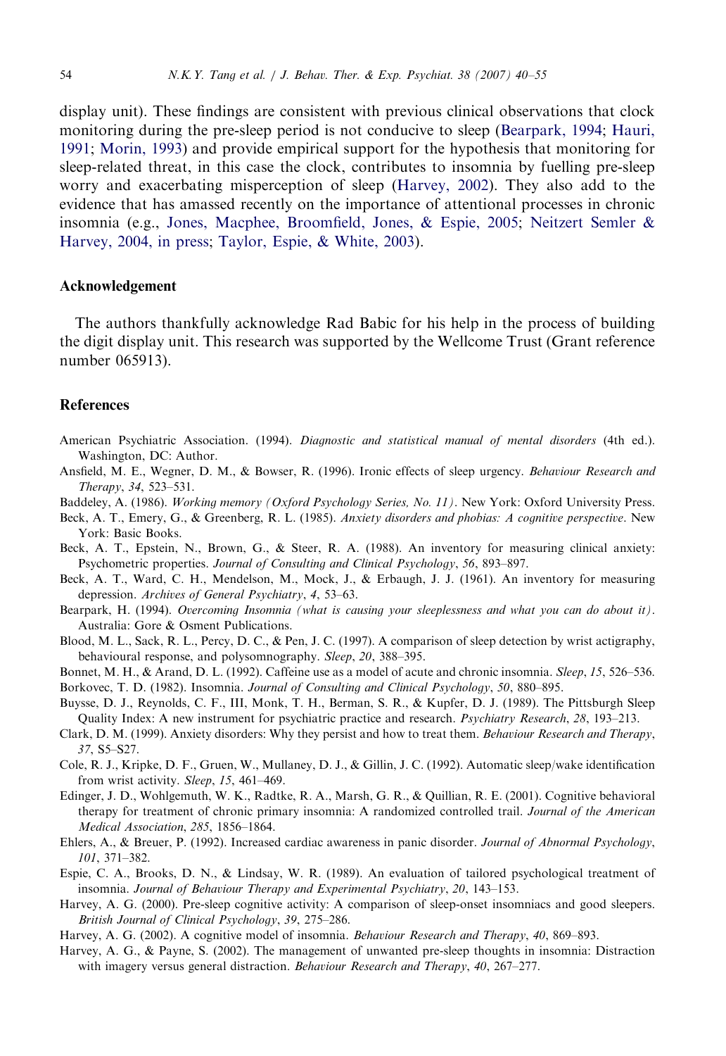display unit). These findings are consistent with previous clinical observations that clock monitoring during the pre-sleep period is not conducive to sleep (Bearpark, 1994; Hauri, 1991; Morin, 1993) and provide empirical support for the hypothesis that monitoring for sleep-related threat, in this case the clock, contributes to insomnia by fuelling pre-sleep worry and exacerbating misperception of sleep (Harvey, 2002). They also add to the evidence that has amassed recently on the importance of attentional processes in chronic insomnia (e.g., Jones, Macphee, Broomfield, Jones, & Espie, 2005; Neitzert Semler & Harvey, 2004, in press; Taylor, Espie, & White, 2003).

## Acknowledgement

The authors thankfully acknowledge Rad Babic for his help in the process of building the digit display unit. This research was supported by the Wellcome Trust (Grant reference number 065913).

## References

American Psychiatric Association. (1994). *Diagnostic and statistical manual of mental disorders* (4th ed.). Washington, DC: Author.

Ansfield, M. E., Wegner, D. M., & Bowser, R. (1996). Ironic effects of sleep urgency. *Behaviour Research and Therapy*, *34*, 523–531.

Baddeley, A. (1986). *Working memory (Oxford Psychology Series, No. 11)*. New York: Oxford University Press.

Beck, A. T., Emery, G., & Greenberg, R. L. (1985). *Anxiety disorders and phobias: A cognitive perspective*. New York: Basic Books.

Beck, A. T., Epstein, N., Brown, G., & Steer, R. A. (1988). An inventory for measuring clinical anxiety: Psychometric properties. *Journal of Consulting and Clinical Psychology*, *56*, 893–897.

Beck, A. T., Ward, C. H., Mendelson, M., Mock, J., & Erbaugh, J. J. (1961). An inventory for measuring depression. *Archives of General Psychiatry*, *4*, 53–63.

Bearpark, H. (1994). *Overcoming Insomnia (what is causing your sleeplessness and what you can do about it)*. Australia: Gore & Osment Publications.

Blood, M. L., Sack, R. L., Percy, D. C., & Pen, J. C. (1997). A comparison of sleep detection by wrist actigraphy, behavioural response, and polysomnography. *Sleep*, *20*, 388–395.

Bonnet, M. H., & Arand, D. L. (1992). Caffeine use as a model of acute and chronic insomnia. *Sleep*, *15*, 526–536.

Borkovec, T. D. (1982). Insomnia. *Journal of Consulting and Clinical Psychology*, *50*, 880–895.

Buysse, D. J., Reynolds, C. F., III, Monk, T. H., Berman, S. R., & Kupfer, D. J. (1989). The Pittsburgh Sleep Quality Index: A new instrument for psychiatric practice and research. *Psychiatry Research*, *28*, 193–213.

Clark, D. M. (1999). Anxiety disorders: Why they persist and how to treat them. *Behaviour Research and Therapy*, *37*, S5–S27.

Cole, R. J., Kripke, D. F., Gruen, W., Mullaney, D. J., & Gillin, J. C. (1992). Automatic sleep/wake identification from wrist activity. *Sleep*, *15*, 461–469.

Edinger, J. D., Wohlgemuth, W. K., Radtke, R. A., Marsh, G. R., & Quillian, R. E. (2001). Cognitive behavioral therapy for treatment of chronic primary insomnia: A randomized controlled trail. *Journal of the American Medical Association*, *285*, 1856–1864.

Ehlers, A., & Breuer, P. (1992). Increased cardiac awareness in panic disorder. *Journal of Abnormal Psychology*, *101*, 371–382.

Espie, C. A., Brooks, D. N., & Lindsay, W. R. (1989). An evaluation of tailored psychological treatment of insomnia. *Journal of Behaviour Therapy and Experimental Psychiatry*, *20*, 143–153.

Harvey, A. G. (2000). Pre-sleep cognitive activity: A comparison of sleep-onset insomniacs and good sleepers. *British Journal of Clinical Psychology*, *39*, 275–286.

Harvey, A. G. (2002). A cognitive model of insomnia. *Behaviour Research and Therapy*, *40*, 869–893.

Harvey, A. G., & Payne, S. (2002). The management of unwanted pre-sleep thoughts in insomnia: Distraction with imagery versus general distraction. *Behaviour Research and Therapy*, *40*, 267–277.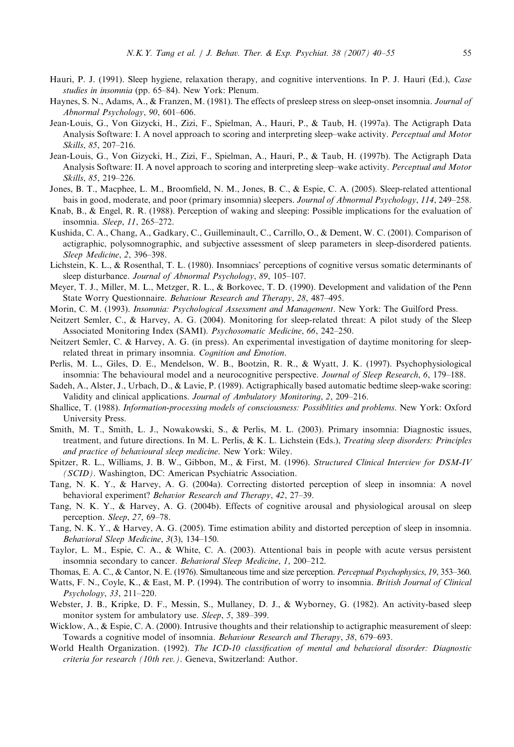Hauri, P. J. (1991). Sleep hygiene, relaxation therapy, and cognitive interventions. In P. J. Hauri (Ed.), *Case studies in insomnia* (pp. 65–84). New York: Plenum.

Haynes, S. N., Adams, A., & Franzen, M. (1981). The effects of presleep stress on sleep-onset insomnia. *Journal of Abnormal Psychology*, *90*, 601–606.

Jean-Louis, G., Von Gizycki, H., Zizi, F., Spielman, A., Hauri, P., & Taub, H. (1997a). The Actigraph Data Analysis Software: I. A novel approach to scoring and interpreting sleep–wake activity. *Perceptual and Motor Skills*, *85*, 207–216.

Jean-Louis, G., Von Gizycki, H., Zizi, F., Spielman, A., Hauri, P., & Taub, H. (1997b). The Actigraph Data Analysis Software: II. A novel approach to scoring and interpreting sleep–wake activity. *Perceptual and Motor Skills*, *85*, 219–226.

Jones, B. T., Macphee, L. M., Broomfield, N. M., Jones, B. C., & Espie, C. A. (2005). Sleep-related attentional bais in good, moderate, and poor (primary insomnia) sleepers. *Journal of Abnormal Psychology*, *114*, 249–258.

Knab, B., & Engel, R. R. (1988). Perception of waking and sleeping: Possible implications for the evaluation of insomnia. *Sleep*, *11*, 265–272.

Kushida, C. A., Chang, A., Gadkary, C., Guilleminault, C., Carrillo, O., & Dement, W. C. (2001). Comparison of actigraphic, polysomnographic, and subjective assessment of sleep parameters in sleep-disordered patients. *Sleep Medicine*, *2*, 396–398.

Lichstein, K. L., & Rosenthal, T. L. (1980). Insomniacs' perceptions of cognitive versus somatic determinants of sleep disturbance. *Journal of Abnormal Psychology*, *89*, 105–107.

Meyer, T. J., Miller, M. L., Metzger, R. L., & Borkovec, T. D. (1990). Development and validation of the Penn State Worry Questionnaire. *Behaviour Research and Therapy*, *28*, 487–495.

Morin, C. M. (1993). *Insomnia: Psychological Assessment and Management*. New York: The Guilford Press.

Neitzert Semler, C., & Harvey, A. G. (2004). Monitoring for sleep-related threat: A pilot study of the Sleep Associated Monitoring Index (SAMI). *Psychosomatic Medicine*, *66*, 242–250.

Neitzert Semler, C. & Harvey, A. G. (in press). An experimental investigation of daytime monitoring for sleep-related threat in primary insomnia. *Cognition and Emotion*.

Perlis, M. L., Giles, D. E., Mendelson, W. B., Bootzin, R. R., & Wyatt, J. K. (1997). Psychophysiological insomnia: The behavioural model and a neurocognitive perspective. *Journal of Sleep Research*, *6*, 179–188.

Sadeh, A., Alster, J., Urbach, D., & Lavie, P. (1989). Actigraphically based automatic bedtime sleep-wake scoring: Validity and clinical applications. *Journal of Ambulatory Monitoring*, *2*, 209–216.

Shallice, T. (1988). *Information-processing models of consciousness: Possiblities and problems*. New York: Oxford University Press.

Smith, M. T., Smith, L. J., Nowakowski, S., & Perlis, M. L. (2003). Primary insomnia: Diagnostic issues, treatment, and future directions. In M. L. Perlis, & K. L. Lichstein (Eds.), *Treating sleep disorders: Principles and practice of behavioural sleep medicine*. New York: Wiley.

Spitzer, R. L., Williams, J. B. W., Gibbon, M., & First, M. (1996). *Structured Clinical Interview for DSM-IV (SCID)*. Washington, DC: American Psychiatric Association.

Tang, N. K. Y., & Harvey, A. G. (2004a). Correcting distorted perception of sleep in insomnia: A novel behavioral experiment? *Behavior Research and Therapy*, *42*, 27–39.

Tang, N. K. Y., & Harvey, A. G. (2004b). Effects of cognitive arousal and physiological arousal on sleep perception. *Sleep*, *27*, 69–78.

Tang, N. K. Y., & Harvey, A. G. (2005). Time estimation ability and distorted perception of sleep in insomnia. *Behavioral Sleep Medicine*, *3*(3), 134–150.

Taylor, L. M., Espie, C. A., & White, C. A. (2003). Attentional bais in people with acute versus persistent insomnia secondary to cancer. *Behavioral Sleep Medicine*, *1*, 200–212.

Thomas, E. A. C., & Cantor, N. E. (1976). Simultaneous time and size perception. *Perceptual Psychophysics*, *19*, 353–360.

Watts, F. N., Coyle, K., & East, M. P. (1994). The contribution of worry to insomnia. *British Journal of Clinical Psychology*, *33*, 211–220.

Webster, J. B., Kripke, D. F., Messin, S., Mullaney, D. J., & Wyborney, G. (1982). An activity-based sleep monitor system for ambulatory use. *Sleep*, *5*, 389–399.

Wicklow, A., & Espie, C. A. (2000). Intrusive thoughts and their relationship to actigraphic measurement of sleep: Towards a cognitive model of insomnia. *Behaviour Research and Therapy*, *38*, 679–693.

World Health Organization. (1992). *The ICD-10 classification of mental and behavioral disorder: Diagnostic criteria for research (10th rev.)*. Geneva, Switzerland: Author.